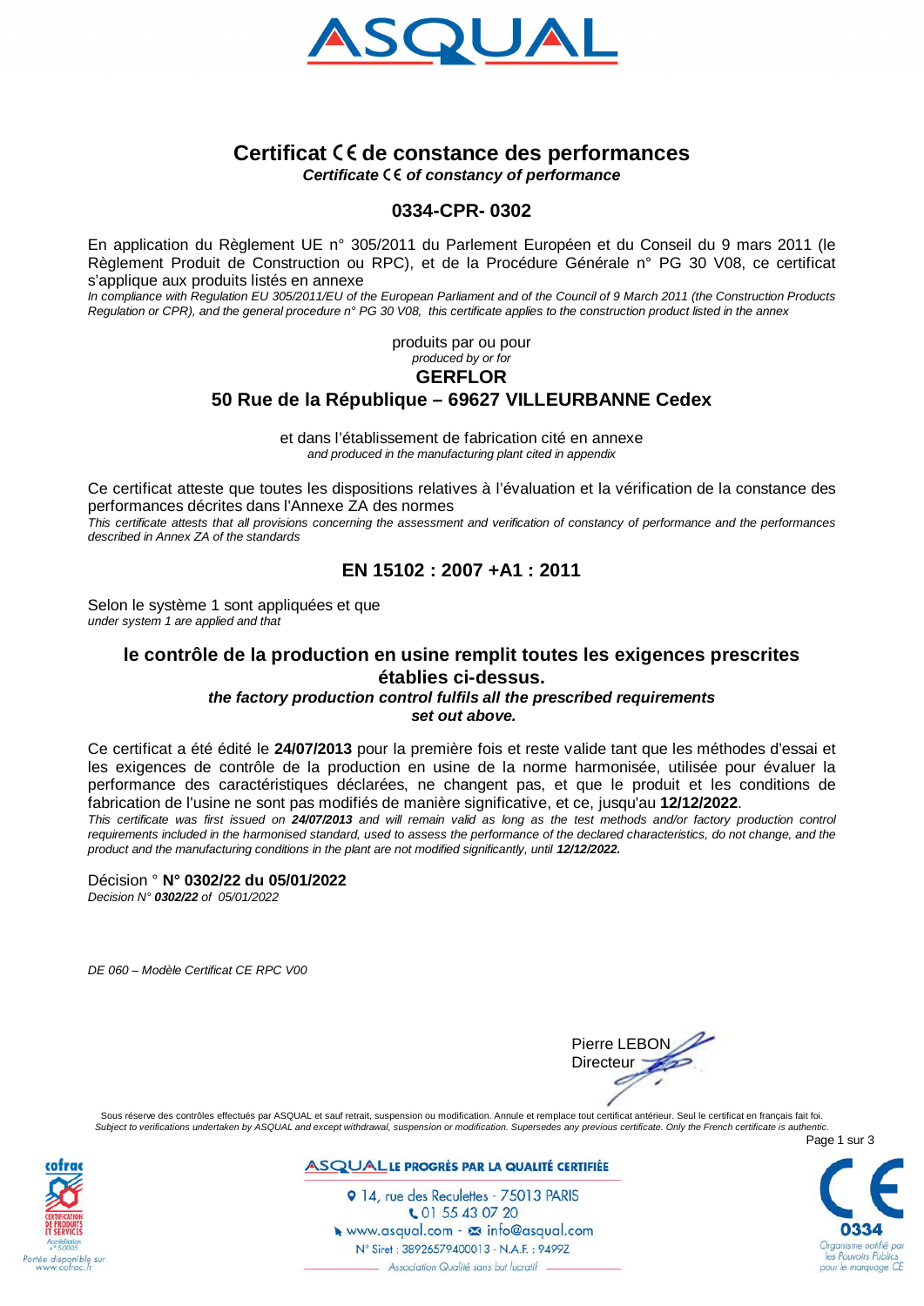# ASQUAL

## Certificat CE de constance des performances

***Certificate CE of constancy of performance***

## 0334-CPR- 0302

En application du Règlement UE n° 305/2011 du Parlement Européen et du Conseil du 9 mars 2011 (le Règlement Produit de Construction ou RPC), et de la Procédure Générale n° PG 30 V08, ce certificat s'applique aux produits listés en annexe

*In compliance with Regulation EU 305/2011/EU of the European Parliament and of the Council of 9 March 2011 (the Construction Products Regulation or CPR), and the general procedure n° PG 30 V08, this certificate applies to the construction product listed in the annex*

produits par ou pour

*produced by or for*

**GERFLOR**

**50 Rue de la République – 69627 VILLEURBANNE Cedex**

et dans l'établissement de fabrication cité en annexe

*and produced in the manufacturing plant cited in appendix*

Ce certificat atteste que toutes les dispositions relatives à l'évaluation et la vérification de la constance des performances décrites dans l'Annexe ZA des normes

*This certificate attests that all provisions concerning the assessment and verification of constancy of performance and the performances described in Annex ZA of the standards*

## EN 15102 : 2007 +A1 : 2011

Selon le système 1 sont appliquées et que

*under system 1 are applied and that*

**le contrôle de la production en usine remplit toutes les exigences prescrites établies ci-dessus.**

***the factory production control fulfils all the prescribed requirements set out above.***

Ce certificat a été édité le **24/07/2013** pour la première fois et reste valide tant que les méthodes d'essai et les exigences de contrôle de la production en usine de la norme harmonisée, utilisée pour évaluer la performance des caractéristiques déclarées, ne changent pas, et que le produit et les conditions de fabrication de l'usine ne sont pas modifiés de manière significative, et ce, jusqu'au **12/12/2022**.

*This certificate was first issued on **24/07/2013** and will remain valid as long as the test methods and/or factory production control requirements included in the harmonised standard, used to assess the performance of the declared characteristics, do not change, and the product and the manufacturing conditions in the plant are not modified significantly, until **12/12/2022.***

Décision ° **N° 0302/22 du 05/01/2022**

*Decision N° **0302/22** of 05/01/2022*

*DE 060 – Modèle Certificat CE RPC V00*

Pierre LEBON
Directeur

Sous réserve des contrôles effectués par ASQUAL et sauf retrait, suspension ou modification. Annule et remplace tout certificat antérieur. Seul le certificat en français fait foi.

*Subject to verifications undertaken by ASQUAL and except withdrawal, suspension or modification. Supersedes any previous certificate. Only the French certificate is authentic.*

cofrac CERTIFICATION DE PRODUITS ET SERVICES Accréditation n° 5.0005 Portée disponible sur www.cofrac.fr

ASQUAL LE PROGRÈS PAR LA QUALITÉ CERTIFIÉE

14, rue des Reculettes - 75013 PARIS
01 55 43 07 20
www.asqual.com - info@asqual.com
N° Siret : 38926579400013 - N.A.F. : 9499Z
Association Qualité sans but lucratif

CE 0334 Organisme notifié par les Pouvoirs Publics pour le marquage CE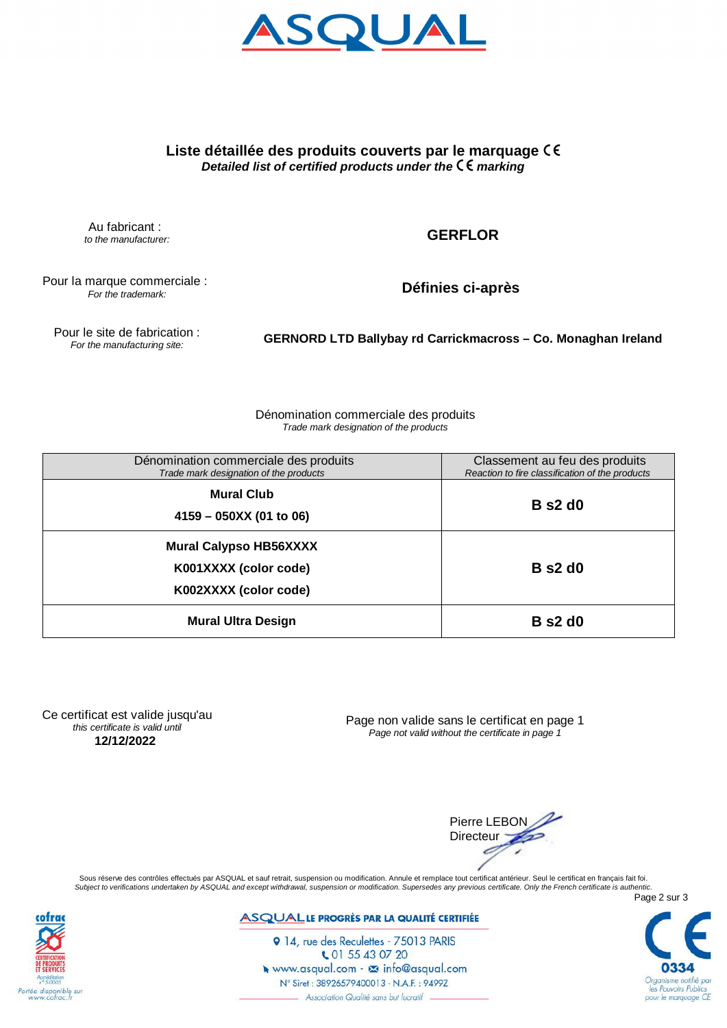ASQUAL

## Liste détaillée des produits couverts par le marquage CE
***Detailed list of certified products under the CE marking***

Au fabricant :
*to the manufacturer:*

**GERFLOR**

Pour la marque commerciale :
*For the trademark:*

**Définies ci-après**

Pour le site de fabrication :
*For the manufacturing site:*

**GERNORD LTD Ballybay rd Carrickmacross – Co. Monaghan Ireland**

Dénomination commerciale des produits
*Trade mark designation of the products*

| Dénomination commerciale des produits *Trade mark designation of the products* | Classement au feu des produits *Reaction to fire classification of the products* |
|---|---|
| **Mural Club** **4159 – 050XX (01 to 06)** | **B s2 d0** |
| **Mural Calypso HB56XXXX** **K001XXXX (color code)** **K002XXXX (color code)** | **B s2 d0** |
| **Mural Ultra Design** | **B s2 d0** |

Ce certificat est valide jusqu'au
*this certificate is valid until*
**12/12/2022**

Page non valide sans le certificat en page 1
*Page not valid without the certificate in page 1*

Pierre LEBON
Directeur

Sous réserve des contrôles effectués par ASQUAL et sauf retrait, suspension ou modification. Annule et remplace tout certificat antérieur. Seul le certificat en français fait foi.
*Subject to verifications undertaken by ASQUAL and except withdrawal, suspension or modification. Supersedes any previous certificate. Only the French certificate is authentic.*

cofrac – CERTIFICATION DE PRODUITS ET SERVICES – Accréditation n°5-0005 – Portée disponible sur www.cofrac.fr

ASQUAL LE PROGRÈS PAR LA QUALITÉ CERTIFIÉE
14, rue des Reculettes - 75013 PARIS
01 55 43 07 20
www.asqual.com - info@asqual.com
N° Siret : 38926579400013 - N.A.F. : 9499Z
Association Qualité sans but lucratif

CE 0334
Organisme notifié par les Pouvoirs Publics pour le marquage CE